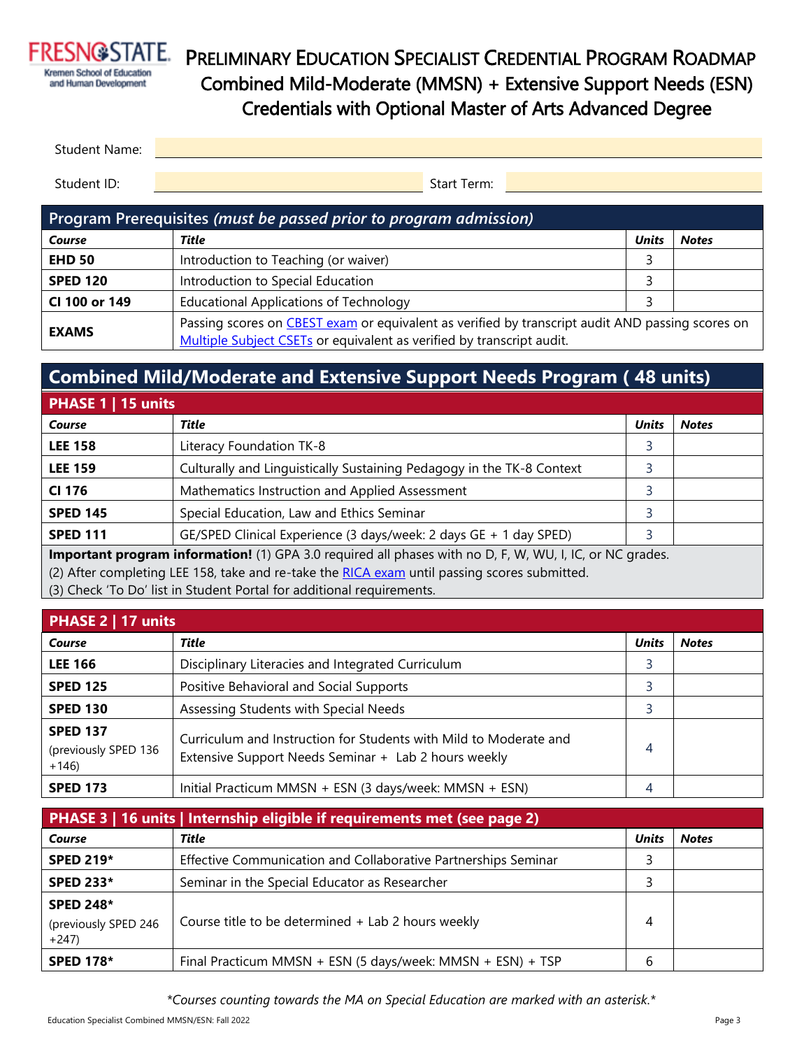# PRELIMINARY EDUCATION SPECIALIST CREDENTIAL PROGRAM ROADMAP

## Combined Mild-Moderate (MMSN) + Extensive Support Needs (ESN) Credentials with Optional Master of Arts Advanced Degree

FRESNO STATE — Kremen School of Education and Human Development

Student Name:

Student ID: Start Term:

| Program Prerequisites *(must be passed prior to program admission)* | | | |
|---|---|---|---|
| ***Course*** | ***Title*** | ***Units*** | ***Notes*** |
| **EHD 50** | Introduction to Teaching (or waiver) | 3 | |
| **SPED 120** | Introduction to Special Education | 3 | |
| **CI 100 or 149** | Educational Applications of Technology | 3 | |
| **EXAMS** | Passing scores on CBEST exam or equivalent as verified by transcript audit AND passing scores on Multiple Subject CSETs or equivalent as verified by transcript audit. | | |

## Combined Mild/Moderate and Extensive Support Needs Program ( 48 units)

| PHASE 1 \| 15 units | | | |
|---|---|---|---|
| ***Course*** | ***Title*** | ***Units*** | ***Notes*** |
| **LEE 158** | Literacy Foundation TK-8 | 3 | |
| **LEE 159** | Culturally and Linguistically Sustaining Pedagogy in the TK-8 Context | 3 | |
| **CI 176** | Mathematics Instruction and Applied Assessment | 3 | |
| **SPED 145** | Special Education, Law and Ethics Seminar | 3 | |
| **SPED 111** | GE/SPED Clinical Experience (3 days/week: 2 days GE + 1 day SPED) | 3 | |

**Important program information!** (1) GPA 3.0 required all phases with no D, F, W, WU, I, IC, or NC grades.
(2) After completing LEE 158, take and re-take the RICA exam until passing scores submitted.
(3) Check 'To Do' list in Student Portal for additional requirements.

| PHASE 2 \| 17 units | | | |
|---|---|---|---|
| ***Course*** | ***Title*** | ***Units*** | ***Notes*** |
| **LEE 166** | Disciplinary Literacies and Integrated Curriculum | 3 | |
| **SPED 125** | Positive Behavioral and Social Supports | 3 | |
| **SPED 130** | Assessing Students with Special Needs | 3 | |
| **SPED 137** (previously SPED 136 +146) | Curriculum and Instruction for Students with Mild to Moderate and Extensive Support Needs Seminar + Lab 2 hours weekly | 4 | |
| **SPED 173** | Initial Practicum MMSN + ESN (3 days/week: MMSN + ESN) | 4 | |

| PHASE 3 \| 16 units \| Internship eligible if requirements met (see page 2) | | | |
|---|---|---|---|
| ***Course*** | ***Title*** | ***Units*** | ***Notes*** |
| **SPED 219*** | Effective Communication and Collaborative Partnerships Seminar | 3 | |
| **SPED 233*** | Seminar in the Special Educator as Researcher | 3 | |
| **SPED 248*** (previously SPED 246 +247) | Course title to be determined + Lab 2 hours weekly | 4 | |
| **SPED 178*** | Final Practicum MMSN + ESN (5 days/week: MMSN + ESN) + TSP | 6 | |

*\*Courses counting towards the MA on Special Education are marked with an asterisk.\**

Education Specialist Combined MMSN/ESN: Fall 2022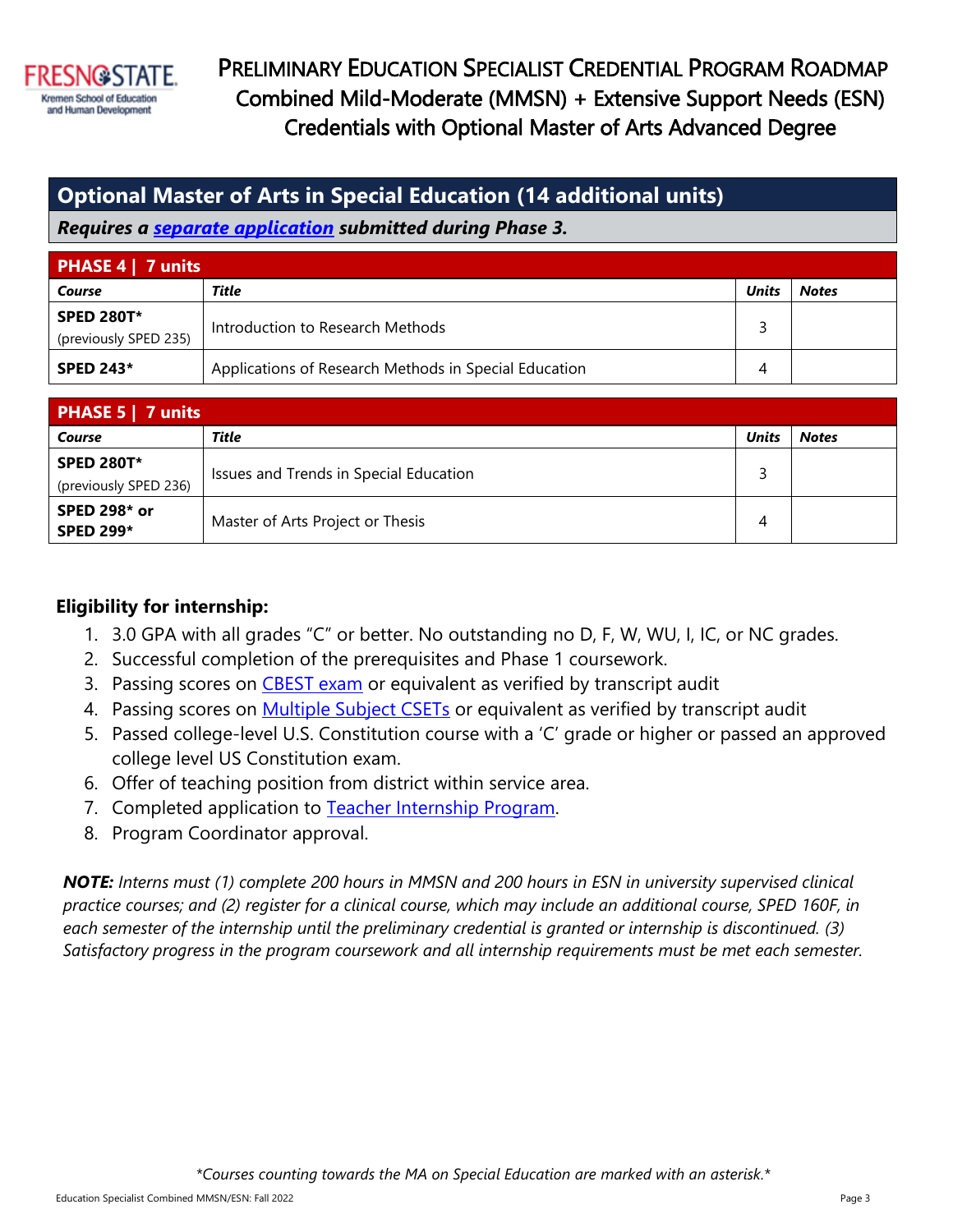# PRELIMINARY EDUCATION SPECIALIST CREDENTIAL PROGRAM ROADMAP Combined Mild-Moderate (MMSN) + Extensive Support Needs (ESN) Credentials with Optional Master of Arts Advanced Degree

## Optional Master of Arts in Special Education (14 additional units)

***Requires a separate application submitted during Phase 3.***

### PHASE 4 | 7 units

| *Course* | *Title* | *Units* | *Notes* |
|---|---|---|---|
| **SPED 280T*** (previously SPED 235) | Introduction to Research Methods | 3 | |
| **SPED 243*** | Applications of Research Methods in Special Education | 4 | |

### PHASE 5 | 7 units

| *Course* | *Title* | *Units* | *Notes* |
|---|---|---|---|
| **SPED 280T*** (previously SPED 236) | Issues and Trends in Special Education | 3 | |
| **SPED 298* or SPED 299*** | Master of Arts Project or Thesis | 4 | |

### Eligibility for internship:

1. 3.0 GPA with all grades "C" or better. No outstanding no D, F, W, WU, I, IC, or NC grades.
2. Successful completion of the prerequisites and Phase 1 coursework.
3. Passing scores on CBEST exam or equivalent as verified by transcript audit
4. Passing scores on Multiple Subject CSETs or equivalent as verified by transcript audit
5. Passed college-level U.S. Constitution course with a 'C' grade or higher or passed an approved college level US Constitution exam.
6. Offer of teaching position from district within service area.
7. Completed application to Teacher Internship Program.
8. Program Coordinator approval.

***NOTE:*** *Interns must (1) complete 200 hours in MMSN and 200 hours in ESN in university supervised clinical practice courses; and (2) register for a clinical course, which may include an additional course, SPED 160F, in each semester of the internship until the preliminary credential is granted or internship is discontinued. (3) Satisfactory progress in the program coursework and all internship requirements must be met each semester.*

*\*Courses counting towards the MA on Special Education are marked with an asterisk.\**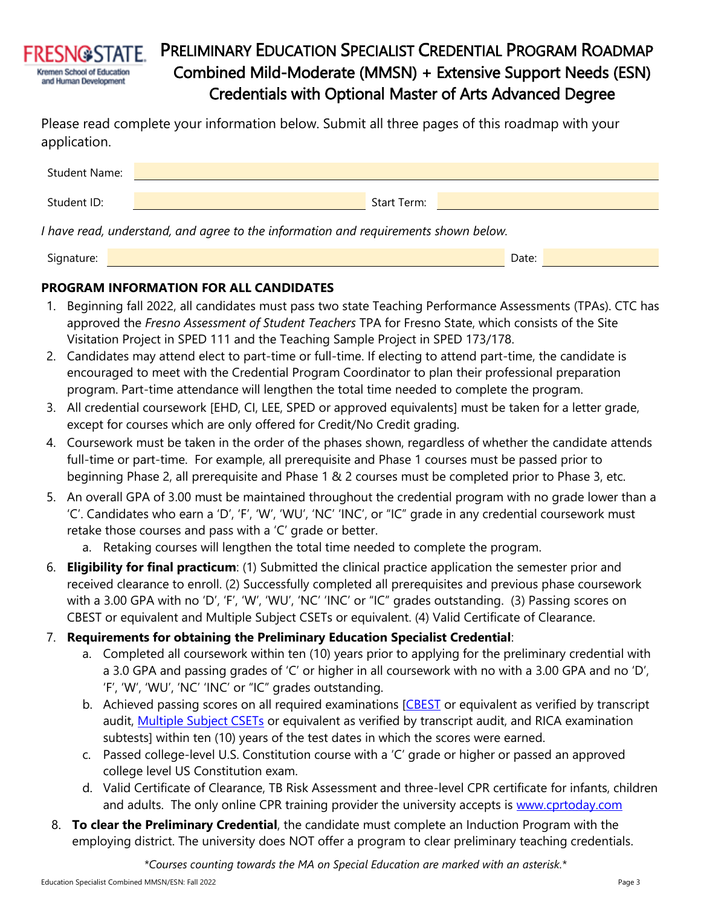# PRELIMINARY EDUCATION SPECIALIST CREDENTIAL PROGRAM ROADMAP
## Combined Mild-Moderate (MMSN) + Extensive Support Needs (ESN) Credentials with Optional Master of Arts Advanced Degree

Please read complete your information below. Submit all three pages of this roadmap with your application.

Student Name: ____________________

Student ID: ____________________ Start Term: ____________________

*I have read, understand, and agree to the information and requirements shown below.*

Signature: ____________________ Date: ____________________

**PROGRAM INFORMATION FOR ALL CANDIDATES**

1. Beginning fall 2022, all candidates must pass two state Teaching Performance Assessments (TPAs). CTC has approved the *Fresno Assessment of Student Teachers* TPA for Fresno State, which consists of the Site Visitation Project in SPED 111 and the Teaching Sample Project in SPED 173/178.
2. Candidates may attend elect to part-time or full-time. If electing to attend part-time, the candidate is encouraged to meet with the Credential Program Coordinator to plan their professional preparation program. Part-time attendance will lengthen the total time needed to complete the program.
3. All credential coursework [EHD, CI, LEE, SPED or approved equivalents] must be taken for a letter grade, except for courses which are only offered for Credit/No Credit grading.
4. Coursework must be taken in the order of the phases shown, regardless of whether the candidate attends full-time or part-time. For example, all prerequisite and Phase 1 courses must be passed prior to beginning Phase 2, all prerequisite and Phase 1 & 2 courses must be completed prior to Phase 3, etc.
5. An overall GPA of 3.00 must be maintained throughout the credential program with no grade lower than a 'C'. Candidates who earn a 'D', 'F', 'W', 'WU', 'NC' 'INC', or "IC" grade in any credential coursework must retake those courses and pass with a 'C' grade or better.
   a. Retaking courses will lengthen the total time needed to complete the program.
6. **Eligibility for final practicum**: (1) Submitted the clinical practice application the semester prior and received clearance to enroll. (2) Successfully completed all prerequisites and previous phase coursework with a 3.00 GPA with no 'D', 'F', 'W', 'WU', 'NC' 'INC' or "IC" grades outstanding. (3) Passing scores on CBEST or equivalent and Multiple Subject CSETs or equivalent. (4) Valid Certificate of Clearance.
7. **Requirements for obtaining the Preliminary Education Specialist Credential**:
   a. Completed all coursework within ten (10) years prior to applying for the preliminary credential with a 3.0 GPA and passing grades of 'C' or higher in all coursework with no with a 3.00 GPA and no 'D', 'F', 'W', 'WU', 'NC' 'INC' or "IC" grades outstanding.
   b. Achieved passing scores on all required examinations [CBEST or equivalent as verified by transcript audit, Multiple Subject CSETs or equivalent as verified by transcript audit, and RICA examination subtests] within ten (10) years of the test dates in which the scores were earned.
   c. Passed college-level U.S. Constitution course with a 'C' grade or higher or passed an approved college level US Constitution exam.
   d. Valid Certificate of Clearance, TB Risk Assessment and three-level CPR certificate for infants, children and adults. The only online CPR training provider the university accepts is www.cprtoday.com
8. **To clear the Preliminary Credential**, the candidate must complete an Induction Program with the employing district. The university does NOT offer a program to clear preliminary teaching credentials.

*\*Courses counting towards the MA on Special Education are marked with an asterisk.\**